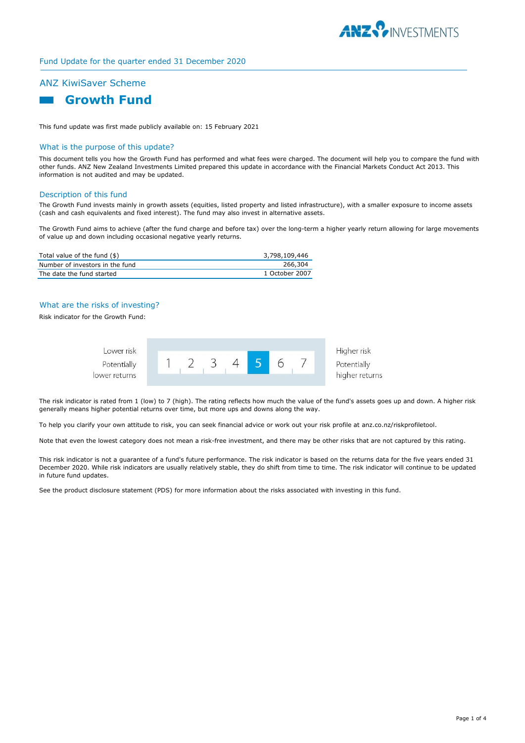Fund Update for the quarter ended 31 December 2020

## ANZ KiwiSaver Scheme

# Growth Fund

This fund update was first made publicly available on: 15 February 2021

### What is the purpose of this update?

This document tells you how the Growth Fund has performed and what fees were charged. The document will help you to compare the fund with other funds. ANZ New Zealand Investments Limited prepared this update in accordance with the Financial Markets Conduct Act 2013. This information is not audited and may be updated.

### Description of this fund

The Growth Fund invests mainly in growth assets (equities, listed property and listed infrastructure), with a smaller exposure to income assets (cash and cash equivalents and fixed interest). The fund may also invest in alternative assets.

The Growth Fund aims to achieve (after the fund charge and before tax) over the long-term a higher yearly return allowing for large movements of value up and down including occasional negative yearly returns.

| | |
|---|---|
| Total value of the fund ($) | 3,798,109,446 |
| Number of investors in the fund | 266,304 |
| The date the fund started | 1 October 2007 |

### What are the risks of investing?

Risk indicator for the Growth Fund:

| Lower risk<br>Potentially lower returns | 1 | 2 | 3 | 4 | **5** | 6 | 7 | Higher risk<br>Potentially higher returns |
|---|---|---|---|---|---|---|---|---|

The risk indicator is rated from 1 (low) to 7 (high). The rating reflects how much the value of the fund's assets goes up and down. A higher risk generally means higher potential returns over time, but more ups and downs along the way.

To help you clarify your own attitude to risk, you can seek financial advice or work out your risk profile at anz.co.nz/riskprofiletool.

Note that even the lowest category does not mean a risk-free investment, and there may be other risks that are not captured by this rating.

This risk indicator is not a guarantee of a fund's future performance. The risk indicator is based on the returns data for the five years ended 31 December 2020. While risk indicators are usually relatively stable, they do shift from time to time. The risk indicator will continue to be updated in future fund updates.

See the product disclosure statement (PDS) for more information about the risks associated with investing in this fund.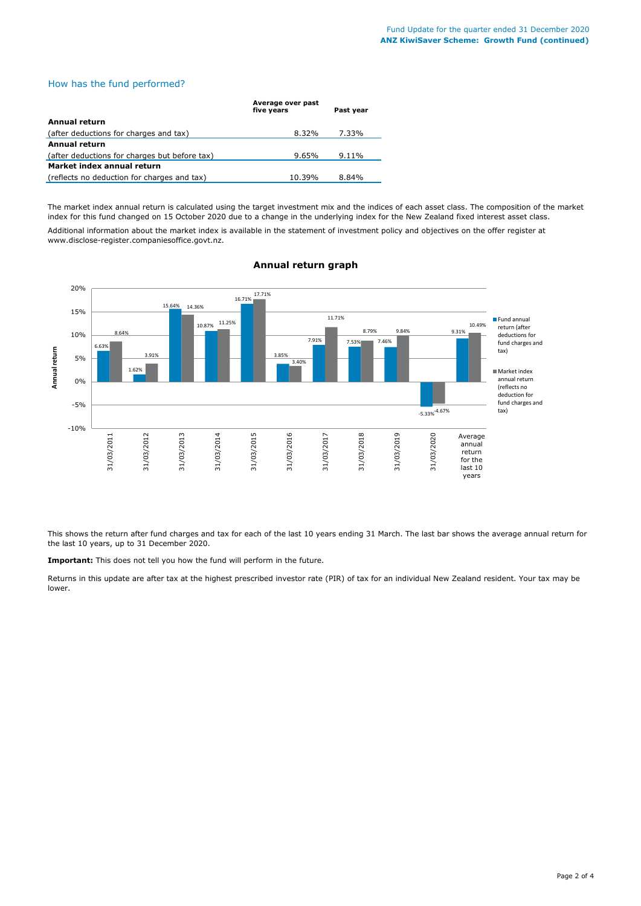## How has the fund performed?

| | Average over past five years | Past year |
|---|---|---|
| **Annual return** | | |
| (after deductions for charges and tax) | 8.32% | 7.33% |
| **Annual return** | | |
| (after deductions for charges but before tax) | 9.65% | 9.11% |
| **Market index annual return** | | |
| (reflects no deduction for charges and tax) | 10.39% | 8.84% |

The market index annual return is calculated using the target investment mix and the indices of each asset class. The composition of the market index for this fund changed on 15 October 2020 due to a change in the underlying index for the New Zealand fixed interest asset class.

Additional information about the market index is available in the statement of investment policy and objectives on the offer register at www.disclose-register.companiesoffice.govt.nz.

### Annual return graph

| | Fund annual return (after deductions for fund charges and tax) | Market index annual return (reflects no deduction for fund charges and tax) |
|---|---|---|
| 31/03/2011 | 6.63% | 8.64% |
| 31/03/2012 | 1.62% | 3.91% |
| 31/03/2013 | 15.64% | 14.36% |
| 31/03/2014 | 10.87% | 11.25% |
| 31/03/2015 | 16.71% | 17.71% |
| 31/03/2016 | 3.85% | 3.40% |
| 31/03/2017 | 7.91% | 11.71% |
| 31/03/2018 | 7.53% | 8.79% |
| 31/03/2019 | 7.46% | 9.84% |
| 31/03/2020 | -5.33% | -4.67% |
| Average annual return for the last 10 years | 9.31% | 10.49% |

This shows the return after fund charges and tax for each of the last 10 years ending 31 March. The last bar shows the average annual return for the last 10 years, up to 31 December 2020.

**Important:** This does not tell you how the fund will perform in the future.

Returns in this update are after tax at the highest prescribed investor rate (PIR) of tax for an individual New Zealand resident. Your tax may be lower.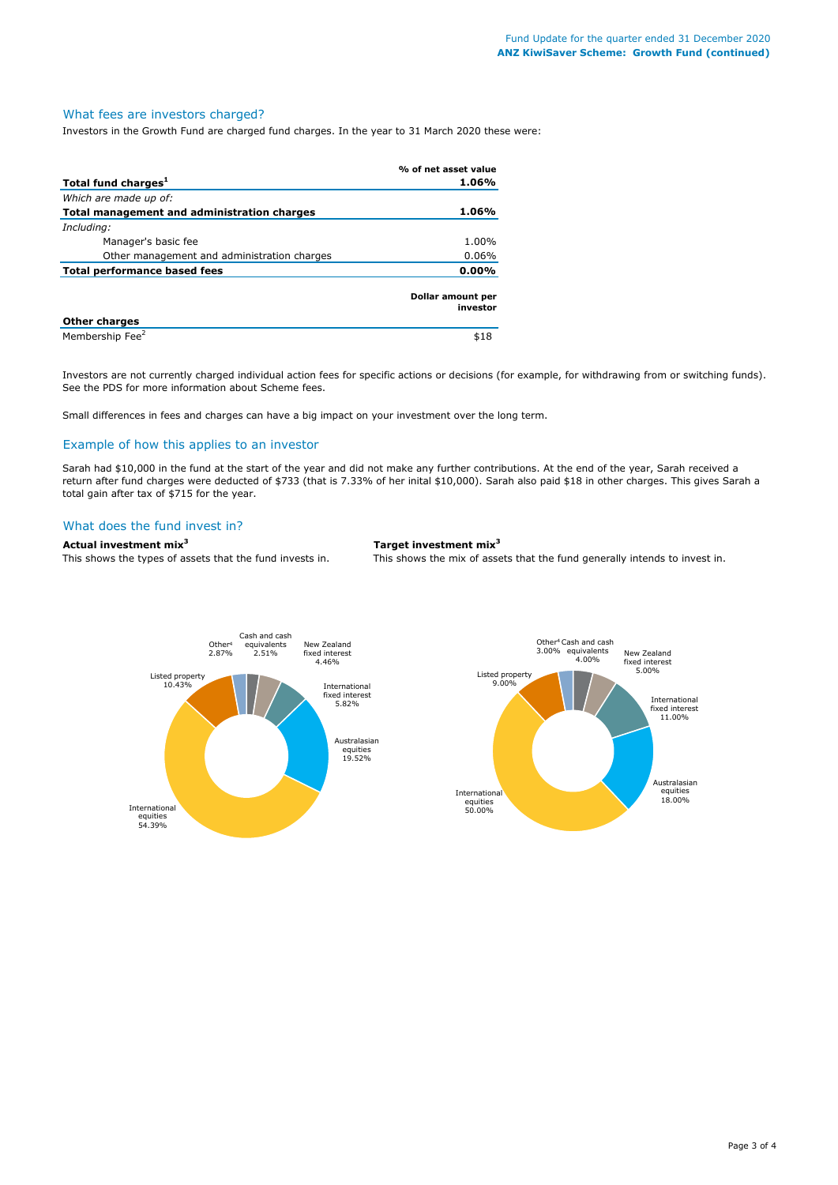## What fees are investors charged?

Investors in the Growth Fund are charged fund charges. In the year to 31 March 2020 these were:

| | % of net asset value |
|---|---|
| **Total fund charges[1]** | **1.06%** |
| *Which are made up of:* | |
| **Total management and administration charges** | **1.06%** |
| *Including:* | |
| Manager's basic fee | 1.00% |
| Other management and administration charges | 0.06% |
| **Total performance based fees** | **0.00%** |

| | Dollar amount per investor |
|---|---|
| **Other charges** | |
| Membership Fee[2] | $18 |

Investors are not currently charged individual action fees for specific actions or decisions (for example, for withdrawing from or switching funds). See the PDS for more information about Scheme fees.

Small differences in fees and charges can have a big impact on your investment over the long term.

## Example of how this applies to an investor

Sarah had $10,000 in the fund at the start of the year and did not make any further contributions. At the end of the year, Sarah received a return after fund charges were deducted of $733 (that is 7.33% of her inital $10,000). Sarah also paid $18 in other charges. This gives Sarah a total gain after tax of $715 for the year.

## What does the fund invest in?

**Actual investment mix[3]**

This shows the types of assets that the fund invests in.

| Asset | % |
|---|---|
| Cash and cash equivalents | 2.51% |
| New Zealand fixed interest | 4.46% |
| International fixed interest | 5.82% |
| Australasian equities | 19.52% |
| International equities | 54.39% |
| Listed property | 10.43% |
| Other[4] | 2.87% |

**Target investment mix[3]**

This shows the mix of assets that the fund generally intends to invest in.

| Asset | % |
|---|---|
| Cash and cash equivalents | 4.00% |
| New Zealand fixed interest | 5.00% |
| International fixed interest | 11.00% |
| Australasian equities | 18.00% |
| International equities | 50.00% |
| Listed property | 9.00% |
| Other[4] | 3.00% |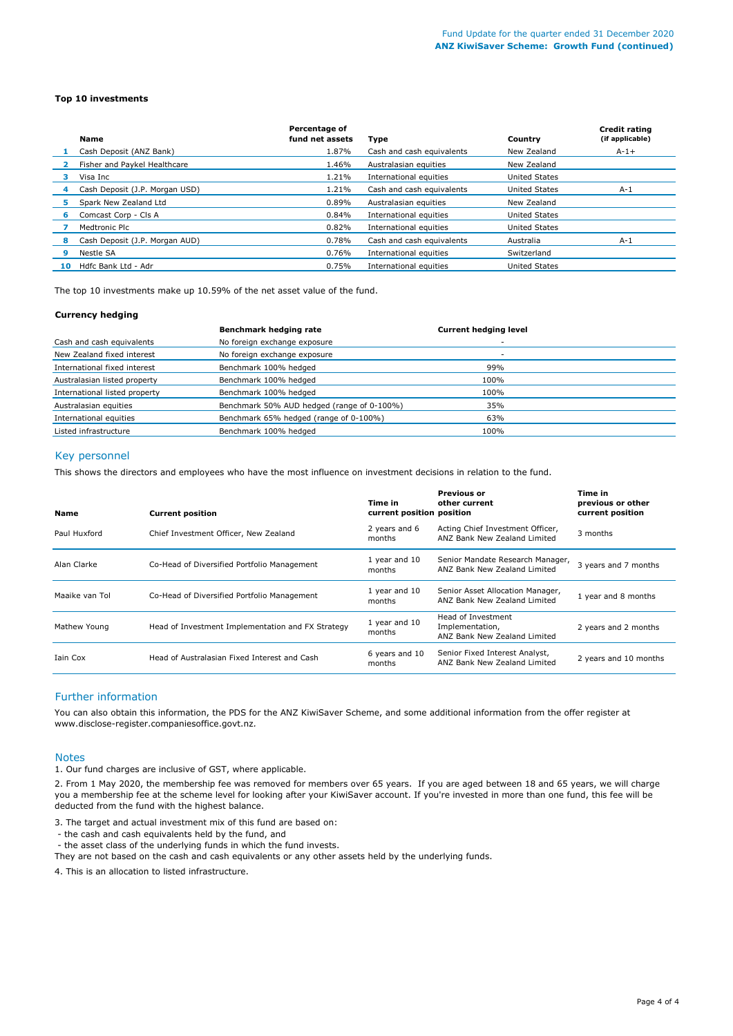### Top 10 investments

| | Name | Percentage of fund net assets | Type | Country | Credit rating (if applicable) |
|---|---|---|---|---|---|
| 1 | Cash Deposit (ANZ Bank) | 1.87% | Cash and cash equivalents | New Zealand | A-1+ |
| 2 | Fisher and Paykel Healthcare | 1.46% | Australasian equities | New Zealand | |
| 3 | Visa Inc | 1.21% | International equities | United States | |
| 4 | Cash Deposit (J.P. Morgan USD) | 1.21% | Cash and cash equivalents | United States | A-1 |
| 5 | Spark New Zealand Ltd | 0.89% | Australasian equities | New Zealand | |
| 6 | Comcast Corp - Cls A | 0.84% | International equities | United States | |
| 7 | Medtronic Plc | 0.82% | International equities | United States | |
| 8 | Cash Deposit (J.P. Morgan AUD) | 0.78% | Cash and cash equivalents | Australia | A-1 |
| 9 | Nestle SA | 0.76% | International equities | Switzerland | |
| 10 | Hdfc Bank Ltd - Adr | 0.75% | International equities | United States | |

The top 10 investments make up 10.59% of the net asset value of the fund.

### Currency hedging

| | Benchmark hedging rate | Current hedging level |
|---|---|---|
| Cash and cash equivalents | No foreign exchange exposure | - |
| New Zealand fixed interest | No foreign exchange exposure | - |
| International fixed interest | Benchmark 100% hedged | 99% |
| Australasian listed property | Benchmark 100% hedged | 100% |
| International listed property | Benchmark 100% hedged | 100% |
| Australasian equities | Benchmark 50% AUD hedged (range of 0-100%) | 35% |
| International equities | Benchmark 65% hedged (range of 0-100%) | 63% |
| Listed infrastructure | Benchmark 100% hedged | 100% |

## Key personnel

This shows the directors and employees who have the most influence on investment decisions in relation to the fund.

| Name | Current position | Time in current position | Previous or other current position | Time in previous or other current position |
|---|---|---|---|---|
| Paul Huxford | Chief Investment Officer, New Zealand | 2 years and 6 months | Acting Chief Investment Officer, ANZ Bank New Zealand Limited | 3 months |
| Alan Clarke | Co-Head of Diversified Portfolio Management | 1 year and 10 months | Senior Mandate Research Manager, ANZ Bank New Zealand Limited | 3 years and 7 months |
| Maaike van Tol | Co-Head of Diversified Portfolio Management | 1 year and 10 months | Senior Asset Allocation Manager, ANZ Bank New Zealand Limited | 1 year and 8 months |
| Mathew Young | Head of Investment Implementation and FX Strategy | 1 year and 10 months | Head of Investment Implementation, ANZ Bank New Zealand Limited | 2 years and 2 months |
| Iain Cox | Head of Australasian Fixed Interest and Cash | 6 years and 10 months | Senior Fixed Interest Analyst, ANZ Bank New Zealand Limited | 2 years and 10 months |

## Further information

You can also obtain this information, the PDS for the ANZ KiwiSaver Scheme, and some additional information from the offer register at www.disclose-register.companiesoffice.govt.nz.

## Notes

1. Our fund charges are inclusive of GST, where applicable.

2. From 1 May 2020, the membership fee was removed for members over 65 years. If you are aged between 18 and 65 years, we will charge you a membership fee at the scheme level for looking after your KiwiSaver account. If you're invested in more than one fund, this fee will be deducted from the fund with the highest balance.

3. The target and actual investment mix of this fund are based on:
 - the cash and cash equivalents held by the fund, and
 - the asset class of the underlying funds in which the fund invests.
They are not based on the cash and cash equivalents or any other assets held by the underlying funds.

4. This is an allocation to listed infrastructure.